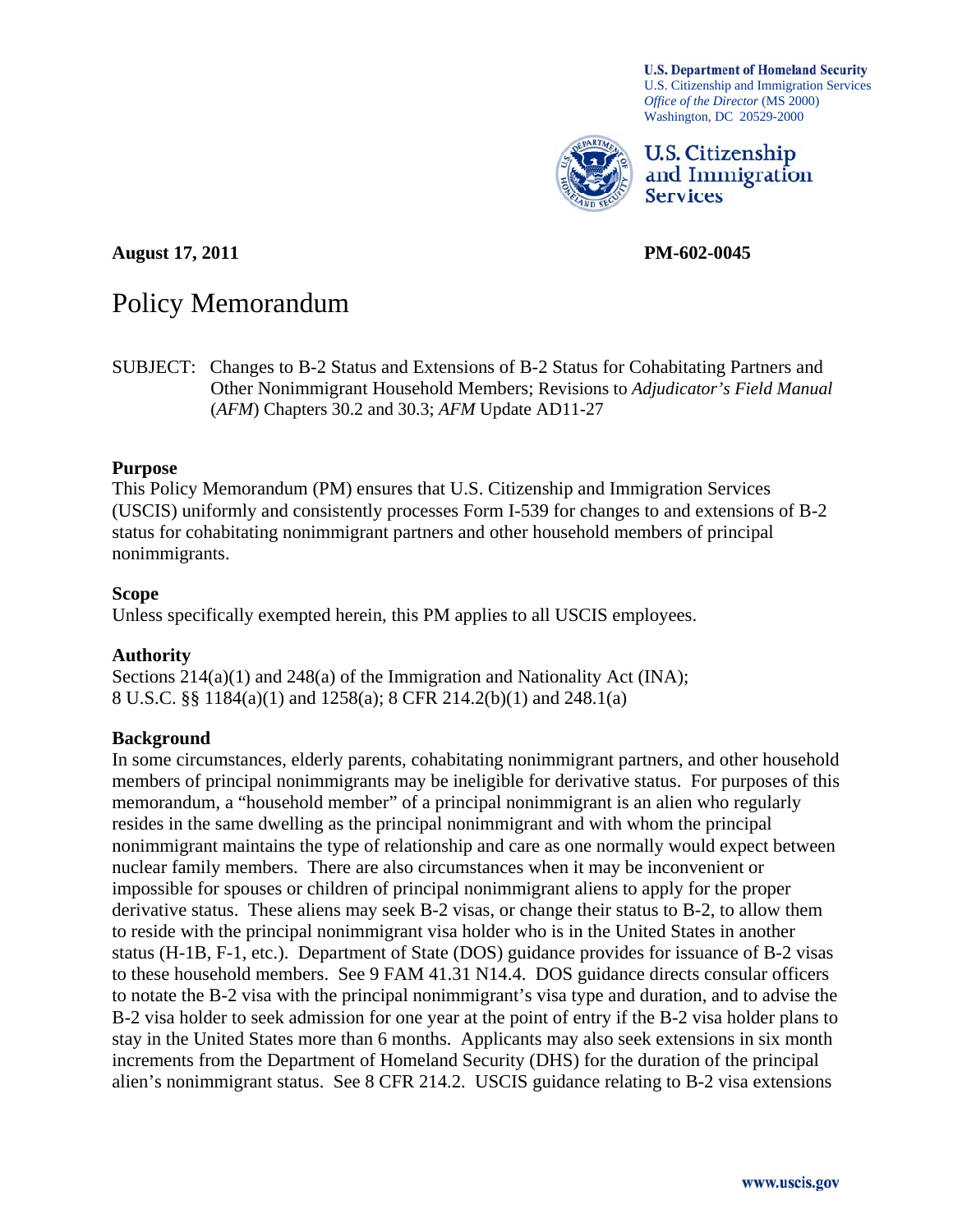**U.S. Department of Homeland Security**
U.S. Citizenship and Immigration Services
*Office of the Director* (MS 2000)
Washington, DC 20529-2000

**U.S. Citizenship and Immigration Services**

**August 17, 2011** **PM-602-0045**

# Policy Memorandum

SUBJECT: Changes to B-2 Status and Extensions of B-2 Status for Cohabitating Partners and Other Nonimmigrant Household Members; Revisions to *Adjudicator's Field Manual* (*AFM*) Chapters 30.2 and 30.3; *AFM* Update AD11-27

## Purpose

This Policy Memorandum (PM) ensures that U.S. Citizenship and Immigration Services (USCIS) uniformly and consistently processes Form I-539 for changes to and extensions of B-2 status for cohabitating nonimmigrant partners and other household members of principal nonimmigrants.

## Scope

Unless specifically exempted herein, this PM applies to all USCIS employees.

## Authority

Sections 214(a)(1) and 248(a) of the Immigration and Nationality Act (INA); 8 U.S.C. §§ 1184(a)(1) and 1258(a); 8 CFR 214.2(b)(1) and 248.1(a)

## Background

In some circumstances, elderly parents, cohabitating nonimmigrant partners, and other household members of principal nonimmigrants may be ineligible for derivative status. For purposes of this memorandum, a "household member" of a principal nonimmigrant is an alien who regularly resides in the same dwelling as the principal nonimmigrant and with whom the principal nonimmigrant maintains the type of relationship and care as one normally would expect between nuclear family members. There are also circumstances when it may be inconvenient or impossible for spouses or children of principal nonimmigrant aliens to apply for the proper derivative status. These aliens may seek B-2 visas, or change their status to B-2, to allow them to reside with the principal nonimmigrant visa holder who is in the United States in another status (H-1B, F-1, etc.). Department of State (DOS) guidance provides for issuance of B-2 visas to these household members. See 9 FAM 41.31 N14.4. DOS guidance directs consular officers to notate the B-2 visa with the principal nonimmigrant's visa type and duration, and to advise the B-2 visa holder to seek admission for one year at the point of entry if the B-2 visa holder plans to stay in the United States more than 6 months. Applicants may also seek extensions in six month increments from the Department of Homeland Security (DHS) for the duration of the principal alien's nonimmigrant status. See 8 CFR 214.2. USCIS guidance relating to B-2 visa extensions

www.uscis.gov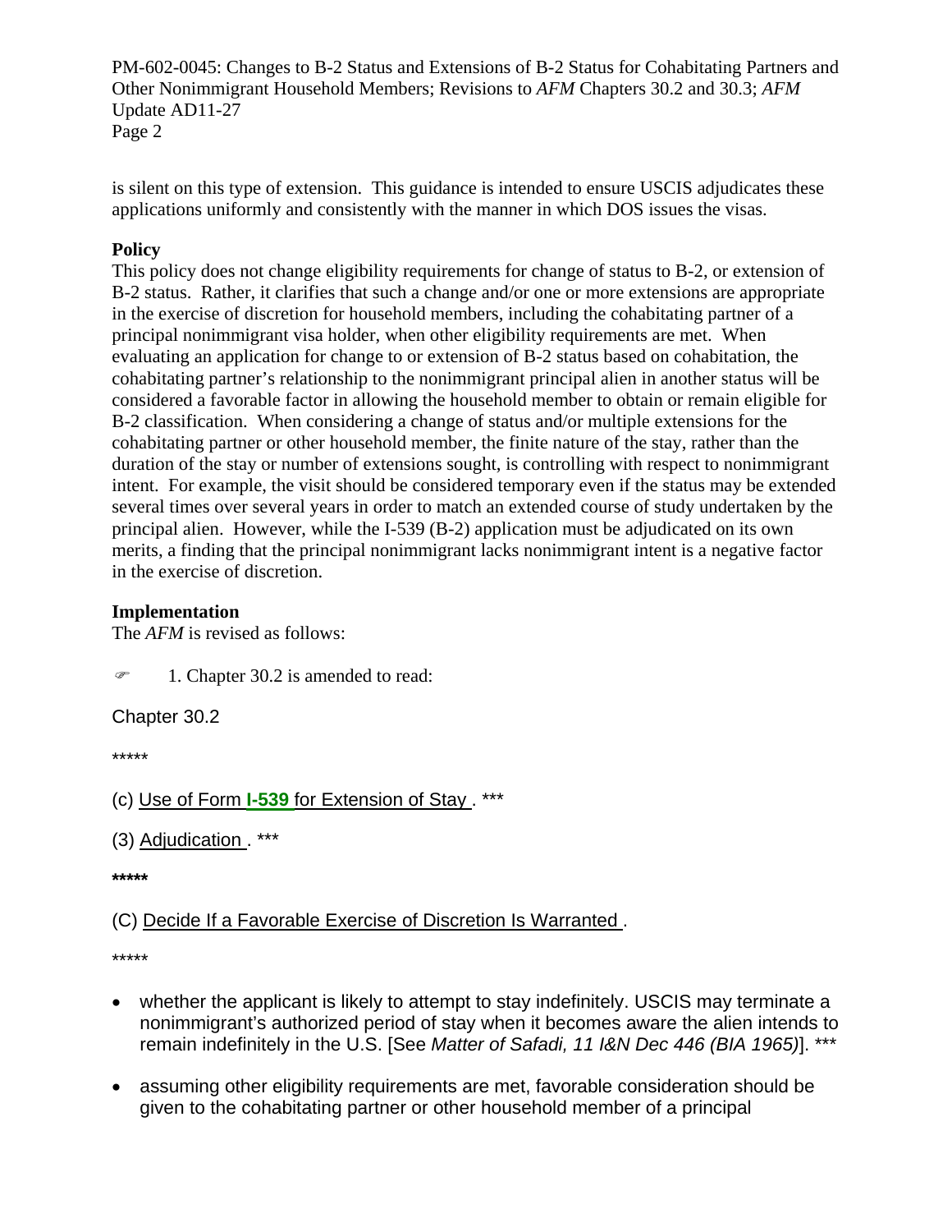is silent on this type of extension. This guidance is intended to ensure USCIS adjudicates these applications uniformly and consistently with the manner in which DOS issues the visas.

**Policy**

This policy does not change eligibility requirements for change of status to B-2, or extension of B-2 status. Rather, it clarifies that such a change and/or one or more extensions are appropriate in the exercise of discretion for household members, including the cohabitating partner of a principal nonimmigrant visa holder, when other eligibility requirements are met. When evaluating an application for change to or extension of B-2 status based on cohabitation, the cohabitating partner's relationship to the nonimmigrant principal alien in another status will be considered a favorable factor in allowing the household member to obtain or remain eligible for B-2 classification. When considering a change of status and/or multiple extensions for the cohabitating partner or other household member, the finite nature of the stay, rather than the duration of the stay or number of extensions sought, is controlling with respect to nonimmigrant intent. For example, the visit should be considered temporary even if the status may be extended several times over several years in order to match an extended course of study undertaken by the principal alien. However, while the I-539 (B-2) application must be adjudicated on its own merits, a finding that the principal nonimmigrant lacks nonimmigrant intent is a negative factor in the exercise of discretion.

**Implementation**

The *AFM* is revised as follows:

☞ 1. Chapter 30.2 is amended to read:

Chapter 30.2

*****

(c) Use of Form **I-539** for Extension of Stay . ***

(3) Adjudication . ***

**\*\*\*\*\***

(C) Decide If a Favorable Exercise of Discretion Is Warranted .

*****

- whether the applicant is likely to attempt to stay indefinitely. USCIS may terminate a nonimmigrant's authorized period of stay when it becomes aware the alien intends to remain indefinitely in the U.S. [See *Matter of Safadi, 11 I&N Dec 446 (BIA 1965)*]. ***
- assuming other eligibility requirements are met, favorable consideration should be given to the cohabitating partner or other household member of a principal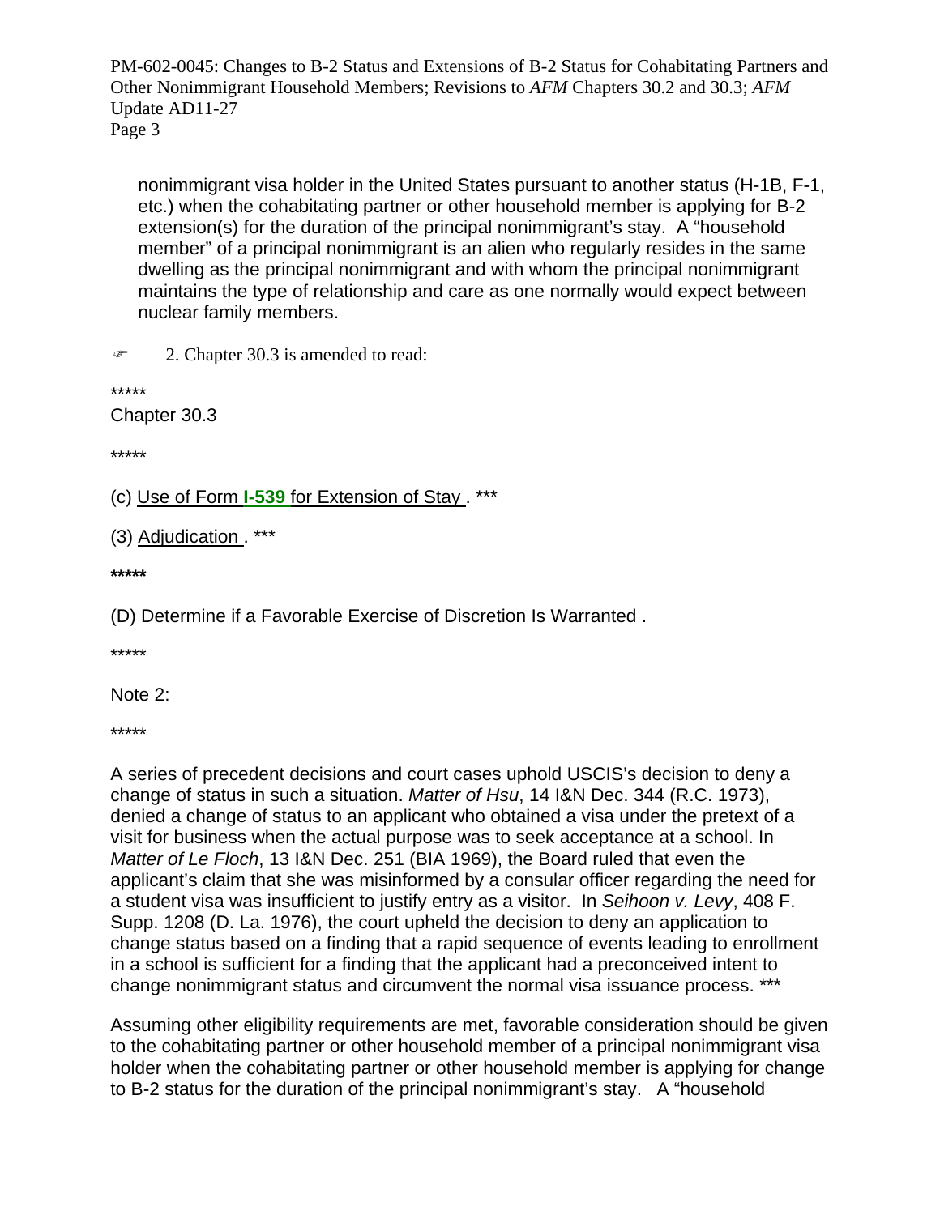nonimmigrant visa holder in the United States pursuant to another status (H-1B, F-1, etc.) when the cohabitating partner or other household member is applying for B-2 extension(s) for the duration of the principal nonimmigrant's stay. A "household member" of a principal nonimmigrant is an alien who regularly resides in the same dwelling as the principal nonimmigrant and with whom the principal nonimmigrant maintains the type of relationship and care as one normally would expect between nuclear family members.

☞ 2. Chapter 30.3 is amended to read:

*****

Chapter 30.3

*****

(c) Use of Form **I-539** for Extension of Stay . ***

(3) Adjudication . ***

**\*\*\*\*\***

(D) Determine if a Favorable Exercise of Discretion Is Warranted .

*****

Note 2:

*****

A series of precedent decisions and court cases uphold USCIS's decision to deny a change of status in such a situation. *Matter of Hsu*, 14 I&N Dec. 344 (R.C. 1973), denied a change of status to an applicant who obtained a visa under the pretext of a visit for business when the actual purpose was to seek acceptance at a school. In *Matter of Le Floch*, 13 I&N Dec. 251 (BIA 1969), the Board ruled that even the applicant's claim that she was misinformed by a consular officer regarding the need for a student visa was insufficient to justify entry as a visitor. In *Seihoon v. Levy*, 408 F. Supp. 1208 (D. La. 1976), the court upheld the decision to deny an application to change status based on a finding that a rapid sequence of events leading to enrollment in a school is sufficient for a finding that the applicant had a preconceived intent to change nonimmigrant status and circumvent the normal visa issuance process. ***

Assuming other eligibility requirements are met, favorable consideration should be given to the cohabitating partner or other household member of a principal nonimmigrant visa holder when the cohabitating partner or other household member is applying for change to B-2 status for the duration of the principal nonimmigrant's stay. A "household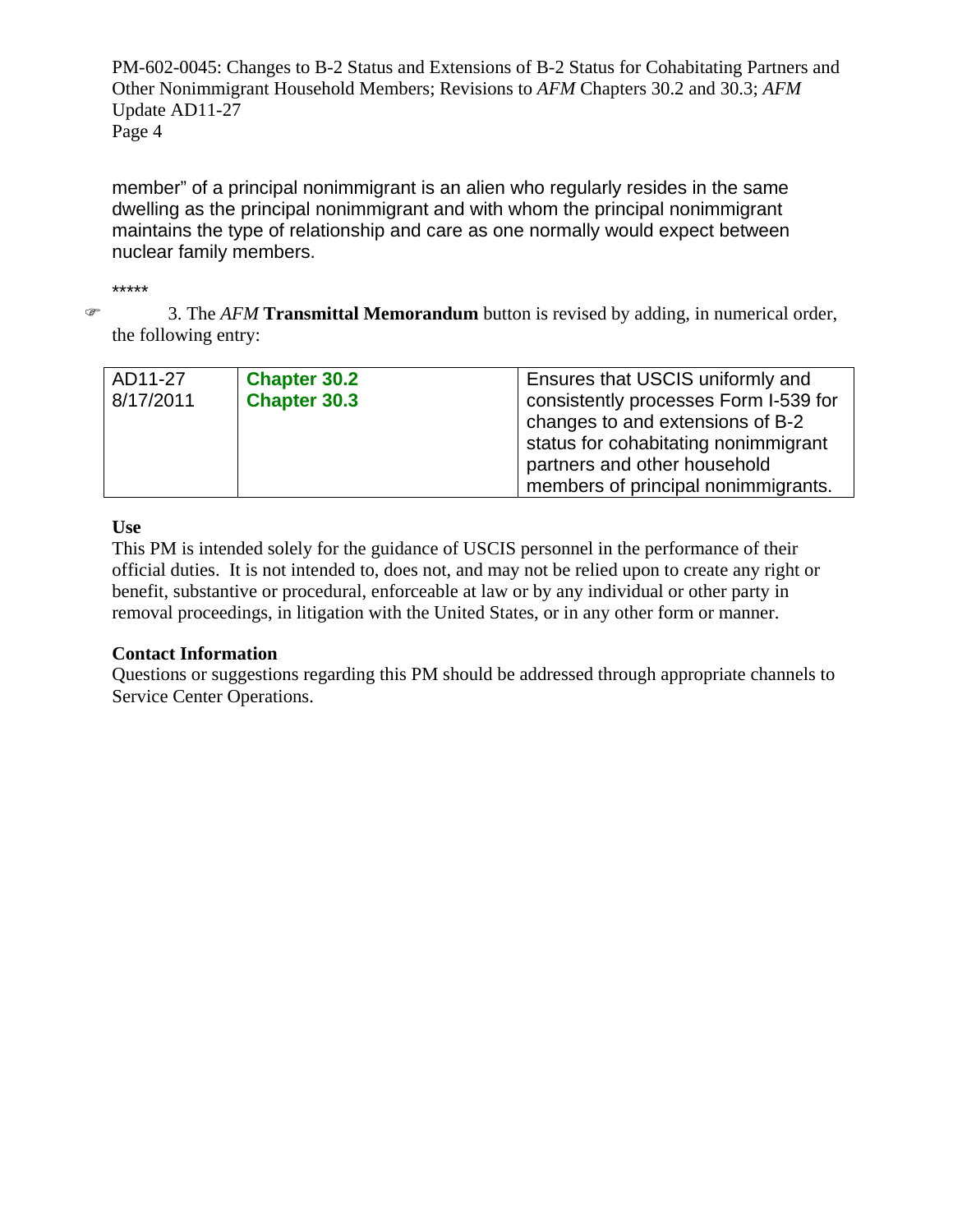member" of a principal nonimmigrant is an alien who regularly resides in the same dwelling as the principal nonimmigrant and with whom the principal nonimmigrant maintains the type of relationship and care as one normally would expect between nuclear family members.

*****

☞ 3. The *AFM* **Transmittal Memorandum** button is revised by adding, in numerical order, the following entry:

| | | |
|---|---|---|
| AD11-27<br>8/17/2011 | **Chapter 30.2**<br>**Chapter 30.3** | Ensures that USCIS uniformly and consistently processes Form I-539 for changes to and extensions of B-2 status for cohabitating nonimmigrant partners and other household members of principal nonimmigrants. |

**Use**

This PM is intended solely for the guidance of USCIS personnel in the performance of their official duties. It is not intended to, does not, and may not be relied upon to create any right or benefit, substantive or procedural, enforceable at law or by any individual or other party in removal proceedings, in litigation with the United States, or in any other form or manner.

**Contact Information**

Questions or suggestions regarding this PM should be addressed through appropriate channels to Service Center Operations.